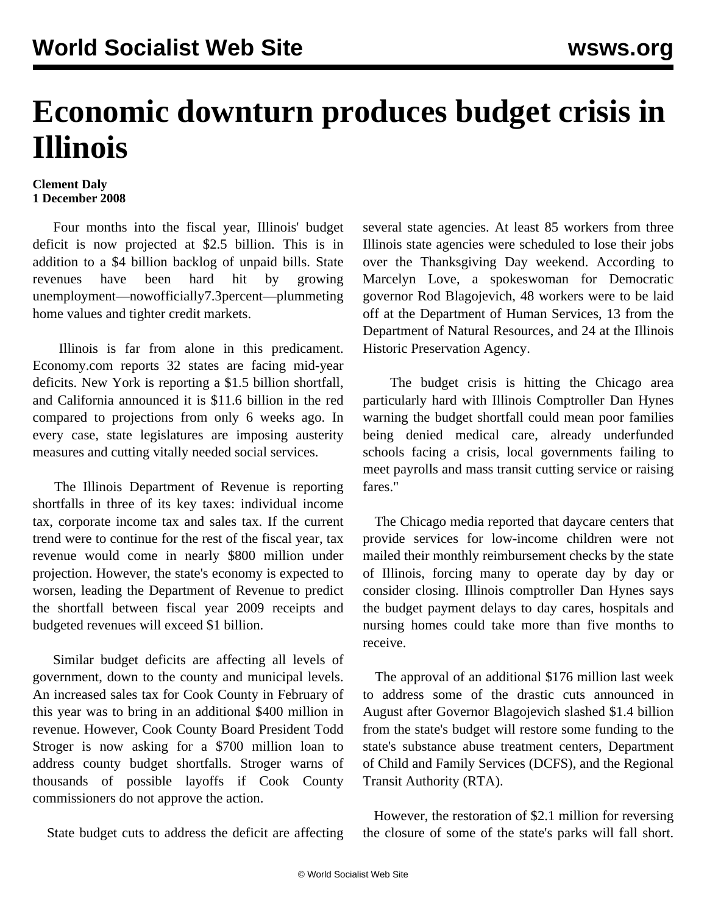# Economic downturn produces budget crisis in Illinois

**Clement Daly**
**1 December 2008**

Four months into the fiscal year, Illinois' budget deficit is now projected at $2.5 billion. This is in addition to a $4 billion backlog of unpaid bills. State revenues have been hard hit by growing unemployment—nowofficially7.3percent—plummeting home values and tighter credit markets.

Illinois is far from alone in this predicament. Economy.com reports 32 states are facing mid-year deficits. New York is reporting a $1.5 billion shortfall, and California announced it is $11.6 billion in the red compared to projections from only 6 weeks ago. In every case, state legislatures are imposing austerity measures and cutting vitally needed social services.

The Illinois Department of Revenue is reporting shortfalls in three of its key taxes: individual income tax, corporate income tax and sales tax. If the current trend were to continue for the rest of the fiscal year, tax revenue would come in nearly $800 million under projection. However, the state's economy is expected to worsen, leading the Department of Revenue to predict the shortfall between fiscal year 2009 receipts and budgeted revenues will exceed $1 billion.

Similar budget deficits are affecting all levels of government, down to the county and municipal levels. An increased sales tax for Cook County in February of this year was to bring in an additional $400 million in revenue. However, Cook County Board President Todd Stroger is now asking for a $700 million loan to address county budget shortfalls. Stroger warns of thousands of possible layoffs if Cook County commissioners do not approve the action.

State budget cuts to address the deficit are affecting several state agencies. At least 85 workers from three Illinois state agencies were scheduled to lose their jobs over the Thanksgiving Day weekend. According to Marcelyn Love, a spokeswoman for Democratic governor Rod Blagojevich, 48 workers were to be laid off at the Department of Human Services, 13 from the Department of Natural Resources, and 24 at the Illinois Historic Preservation Agency.

The budget crisis is hitting the Chicago area particularly hard with Illinois Comptroller Dan Hynes warning the budget shortfall could mean poor families being denied medical care, already underfunded schools facing a crisis, local governments failing to meet payrolls and mass transit cutting service or raising fares."

The Chicago media reported that daycare centers that provide services for low-income children were not mailed their monthly reimbursement checks by the state of Illinois, forcing many to operate day by day or consider closing. Illinois comptroller Dan Hynes says the budget payment delays to day cares, hospitals and nursing homes could take more than five months to receive.

The approval of an additional $176 million last week to address some of the drastic cuts announced in August after Governor Blagojevich slashed $1.4 billion from the state's budget will restore some funding to the state's substance abuse treatment centers, Department of Child and Family Services (DCFS), and the Regional Transit Authority (RTA).

However, the restoration of $2.1 million for reversing the closure of some of the state's parks will fall short.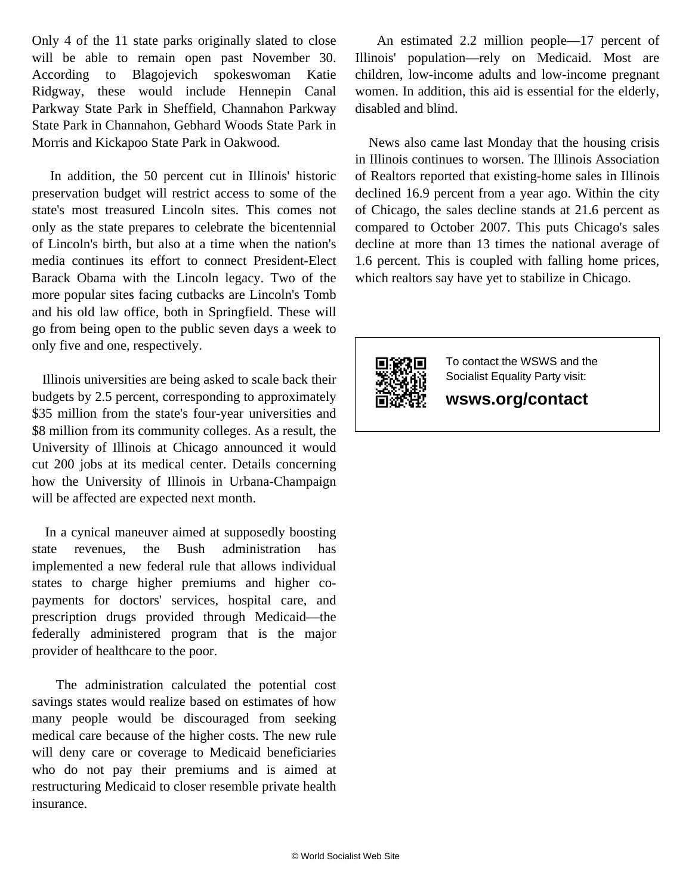Only 4 of the 11 state parks originally slated to close will be able to remain open past November 30. According to Blagojevich spokeswoman Katie Ridgway, these would include Hennepin Canal Parkway State Park in Sheffield, Channahon Parkway State Park in Channahon, Gebhard Woods State Park in Morris and Kickapoo State Park in Oakwood.

In addition, the 50 percent cut in Illinois' historic preservation budget will restrict access to some of the state's most treasured Lincoln sites. This comes not only as the state prepares to celebrate the bicentennial of Lincoln's birth, but also at a time when the nation's media continues its effort to connect President-Elect Barack Obama with the Lincoln legacy. Two of the more popular sites facing cutbacks are Lincoln's Tomb and his old law office, both in Springfield. These will go from being open to the public seven days a week to only five and one, respectively.

Illinois universities are being asked to scale back their budgets by 2.5 percent, corresponding to approximately $35 million from the state's four-year universities and $8 million from its community colleges. As a result, the University of Illinois at Chicago announced it would cut 200 jobs at its medical center. Details concerning how the University of Illinois in Urbana-Champaign will be affected are expected next month.

In a cynical maneuver aimed at supposedly boosting state revenues, the Bush administration has implemented a new federal rule that allows individual states to charge higher premiums and higher co-payments for doctors' services, hospital care, and prescription drugs provided through Medicaid—the federally administered program that is the major provider of healthcare to the poor.

The administration calculated the potential cost savings states would realize based on estimates of how many people would be discouraged from seeking medical care because of the higher costs. The new rule will deny care or coverage to Medicaid beneficiaries who do not pay their premiums and is aimed at restructuring Medicaid to closer resemble private health insurance.

An estimated 2.2 million people—17 percent of Illinois' population—rely on Medicaid. Most are children, low-income adults and low-income pregnant women. In addition, this aid is essential for the elderly, disabled and blind.

News also came last Monday that the housing crisis in Illinois continues to worsen. The Illinois Association of Realtors reported that existing-home sales in Illinois declined 16.9 percent from a year ago. Within the city of Chicago, the sales decline stands at 21.6 percent as compared to October 2007. This puts Chicago's sales decline at more than 13 times the national average of 1.6 percent. This is coupled with falling home prices, which realtors say have yet to stabilize in Chicago.

To contact the WSWS and the Socialist Equality Party visit:

**wsws.org/contact**